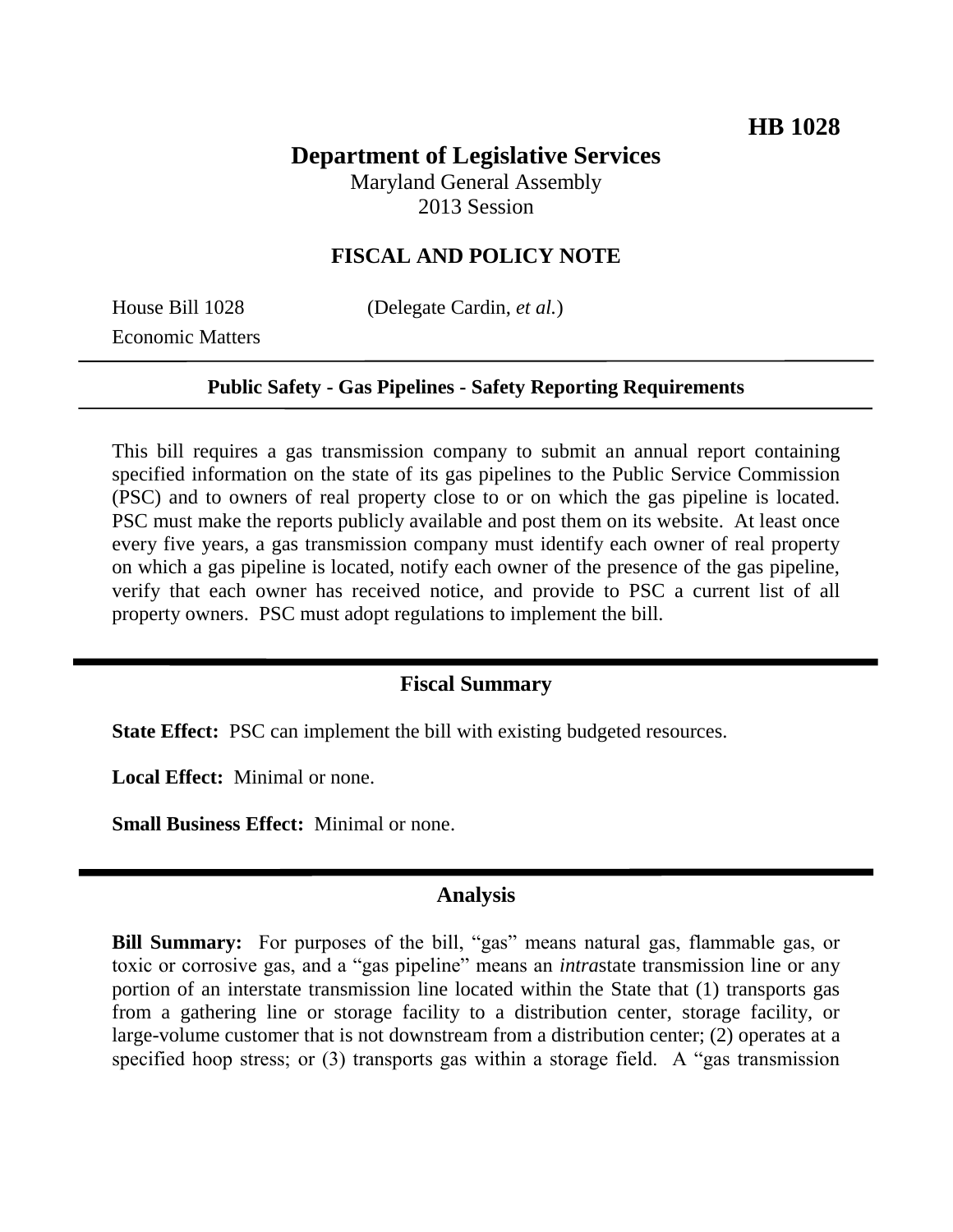**HB 1028**

# Department of Legislative Services

Maryland General Assembly
2013 Session

## FISCAL AND POLICY NOTE

House Bill 1028 (Delegate Cardin, *et al.*)
Economic Matters

---

**Public Safety - Gas Pipelines - Safety Reporting Requirements**

---

This bill requires a gas transmission company to submit an annual report containing specified information on the state of its gas pipelines to the Public Service Commission (PSC) and to owners of real property close to or on which the gas pipeline is located. PSC must make the reports publicly available and post them on its website. At least once every five years, a gas transmission company must identify each owner of real property on which a gas pipeline is located, notify each owner of the presence of the gas pipeline, verify that each owner has received notice, and provide to PSC a current list of all property owners. PSC must adopt regulations to implement the bill.

## Fiscal Summary

**State Effect:** PSC can implement the bill with existing budgeted resources.

**Local Effect:** Minimal or none.

**Small Business Effect:** Minimal or none.

## Analysis

**Bill Summary:** For purposes of the bill, "gas" means natural gas, flammable gas, or toxic or corrosive gas, and a "gas pipeline" means an *intra*state transmission line or any portion of an interstate transmission line located within the State that (1) transports gas from a gathering line or storage facility to a distribution center, storage facility, or large-volume customer that is not downstream from a distribution center; (2) operates at a specified hoop stress; or (3) transports gas within a storage field. A "gas transmission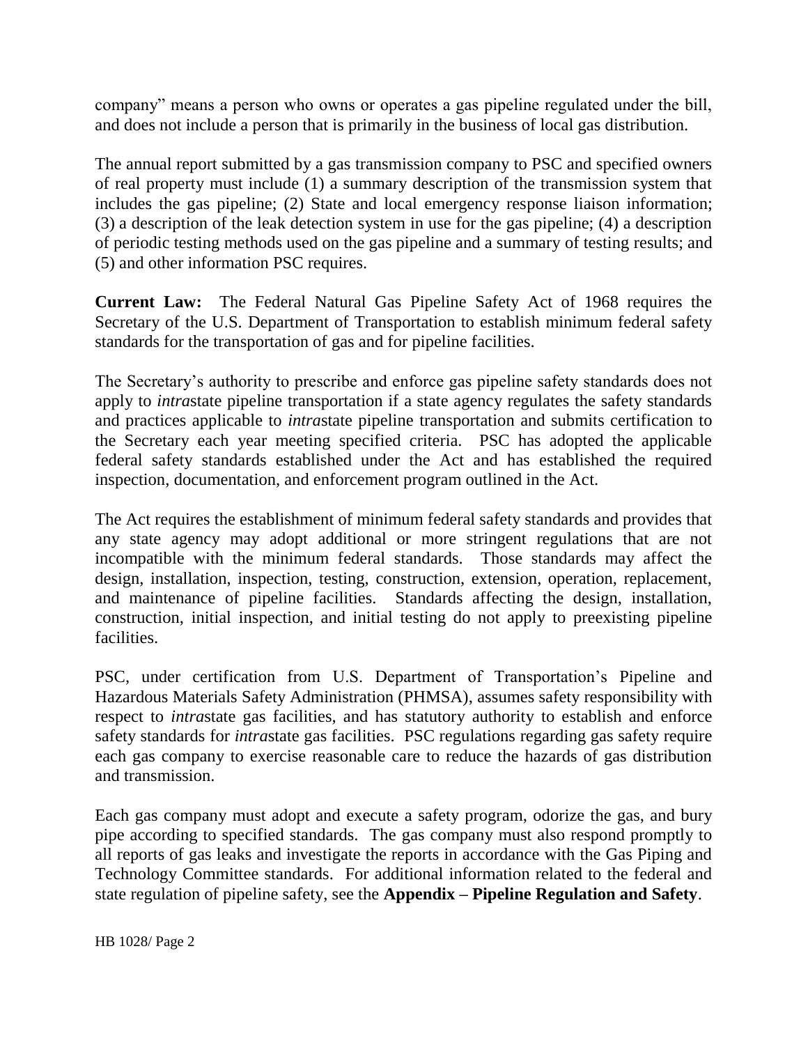company" means a person who owns or operates a gas pipeline regulated under the bill, and does not include a person that is primarily in the business of local gas distribution.

The annual report submitted by a gas transmission company to PSC and specified owners of real property must include (1) a summary description of the transmission system that includes the gas pipeline; (2) State and local emergency response liaison information; (3) a description of the leak detection system in use for the gas pipeline; (4) a description of periodic testing methods used on the gas pipeline and a summary of testing results; and (5) and other information PSC requires.

**Current Law:** The Federal Natural Gas Pipeline Safety Act of 1968 requires the Secretary of the U.S. Department of Transportation to establish minimum federal safety standards for the transportation of gas and for pipeline facilities.

The Secretary's authority to prescribe and enforce gas pipeline safety standards does not apply to *intra*state pipeline transportation if a state agency regulates the safety standards and practices applicable to *intra*state pipeline transportation and submits certification to the Secretary each year meeting specified criteria. PSC has adopted the applicable federal safety standards established under the Act and has established the required inspection, documentation, and enforcement program outlined in the Act.

The Act requires the establishment of minimum federal safety standards and provides that any state agency may adopt additional or more stringent regulations that are not incompatible with the minimum federal standards. Those standards may affect the design, installation, inspection, testing, construction, extension, operation, replacement, and maintenance of pipeline facilities. Standards affecting the design, installation, construction, initial inspection, and initial testing do not apply to preexisting pipeline facilities.

PSC, under certification from U.S. Department of Transportation's Pipeline and Hazardous Materials Safety Administration (PHMSA), assumes safety responsibility with respect to *intra*state gas facilities, and has statutory authority to establish and enforce safety standards for *intra*state gas facilities. PSC regulations regarding gas safety require each gas company to exercise reasonable care to reduce the hazards of gas distribution and transmission.

Each gas company must adopt and execute a safety program, odorize the gas, and bury pipe according to specified standards. The gas company must also respond promptly to all reports of gas leaks and investigate the reports in accordance with the Gas Piping and Technology Committee standards. For additional information related to the federal and state regulation of pipeline safety, see the **Appendix – Pipeline Regulation and Safety**.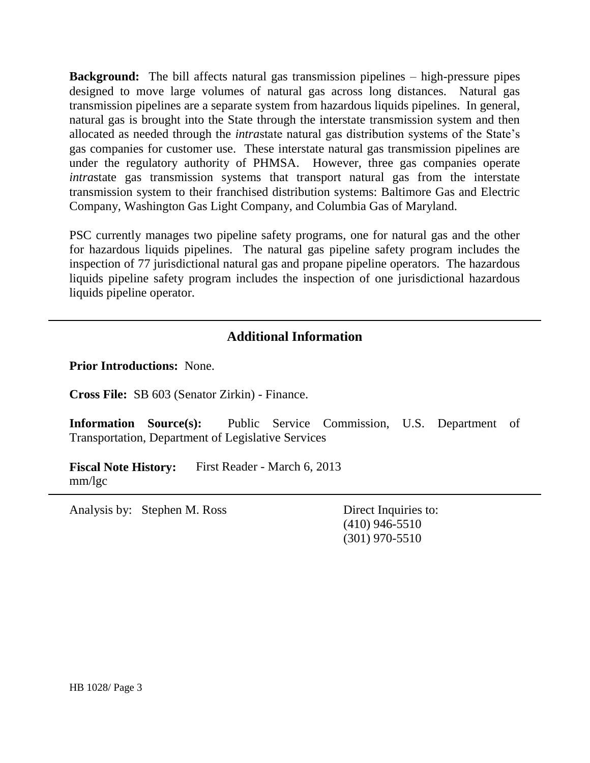**Background:** The bill affects natural gas transmission pipelines – high-pressure pipes designed to move large volumes of natural gas across long distances. Natural gas transmission pipelines are a separate system from hazardous liquids pipelines. In general, natural gas is brought into the State through the interstate transmission system and then allocated as needed through the *intra*state natural gas distribution systems of the State's gas companies for customer use. These interstate natural gas transmission pipelines are under the regulatory authority of PHMSA. However, three gas companies operate *intra*state gas transmission systems that transport natural gas from the interstate transmission system to their franchised distribution systems: Baltimore Gas and Electric Company, Washington Gas Light Company, and Columbia Gas of Maryland.

PSC currently manages two pipeline safety programs, one for natural gas and the other for hazardous liquids pipelines. The natural gas pipeline safety program includes the inspection of 77 jurisdictional natural gas and propane pipeline operators. The hazardous liquids pipeline safety program includes the inspection of one jurisdictional hazardous liquids pipeline operator.

## Additional Information

**Prior Introductions:** None.

**Cross File:** SB 603 (Senator Zirkin) - Finance.

**Information Source(s):** Public Service Commission, U.S. Department of Transportation, Department of Legislative Services

**Fiscal Note History:** First Reader - March 6, 2013
mm/lgc

Analysis by: Stephen M. Ross

Direct Inquiries to:
(410) 946-5510
(301) 970-5510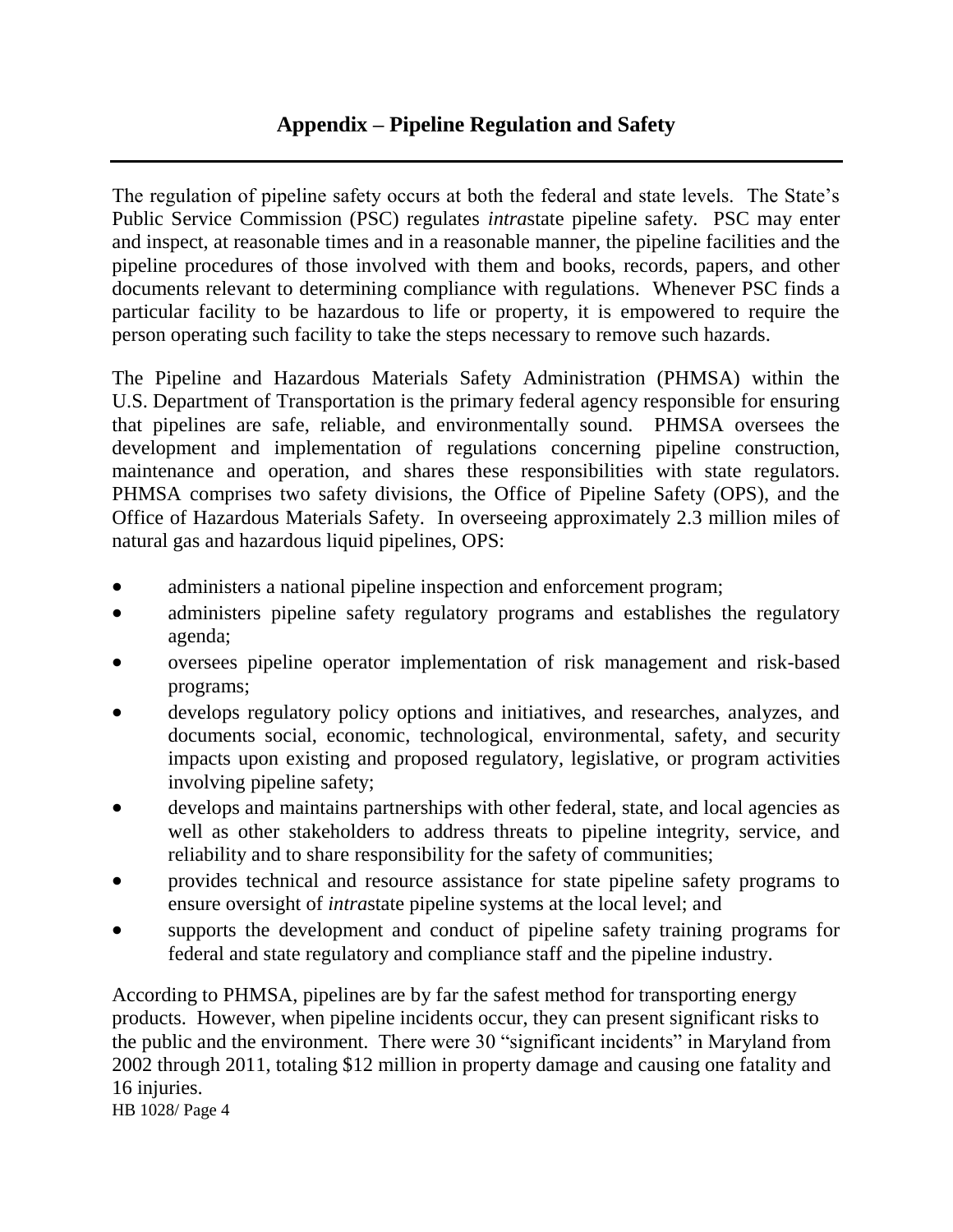## Appendix – Pipeline Regulation and Safety

The regulation of pipeline safety occurs at both the federal and state levels. The State's Public Service Commission (PSC) regulates *intra*state pipeline safety. PSC may enter and inspect, at reasonable times and in a reasonable manner, the pipeline facilities and the pipeline procedures of those involved with them and books, records, papers, and other documents relevant to determining compliance with regulations. Whenever PSC finds a particular facility to be hazardous to life or property, it is empowered to require the person operating such facility to take the steps necessary to remove such hazards.

The Pipeline and Hazardous Materials Safety Administration (PHMSA) within the U.S. Department of Transportation is the primary federal agency responsible for ensuring that pipelines are safe, reliable, and environmentally sound. PHMSA oversees the development and implementation of regulations concerning pipeline construction, maintenance and operation, and shares these responsibilities with state regulators. PHMSA comprises two safety divisions, the Office of Pipeline Safety (OPS), and the Office of Hazardous Materials Safety. In overseeing approximately 2.3 million miles of natural gas and hazardous liquid pipelines, OPS:

- administers a national pipeline inspection and enforcement program;
- administers pipeline safety regulatory programs and establishes the regulatory agenda;
- oversees pipeline operator implementation of risk management and risk-based programs;
- develops regulatory policy options and initiatives, and researches, analyzes, and documents social, economic, technological, environmental, safety, and security impacts upon existing and proposed regulatory, legislative, or program activities involving pipeline safety;
- develops and maintains partnerships with other federal, state, and local agencies as well as other stakeholders to address threats to pipeline integrity, service, and reliability and to share responsibility for the safety of communities;
- provides technical and resource assistance for state pipeline safety programs to ensure oversight of *intra*state pipeline systems at the local level; and
- supports the development and conduct of pipeline safety training programs for federal and state regulatory and compliance staff and the pipeline industry.

According to PHMSA, pipelines are by far the safest method for transporting energy products. However, when pipeline incidents occur, they can present significant risks to the public and the environment. There were 30 "significant incidents" in Maryland from 2002 through 2011, totaling $12 million in property damage and causing one fatality and 16 injuries.